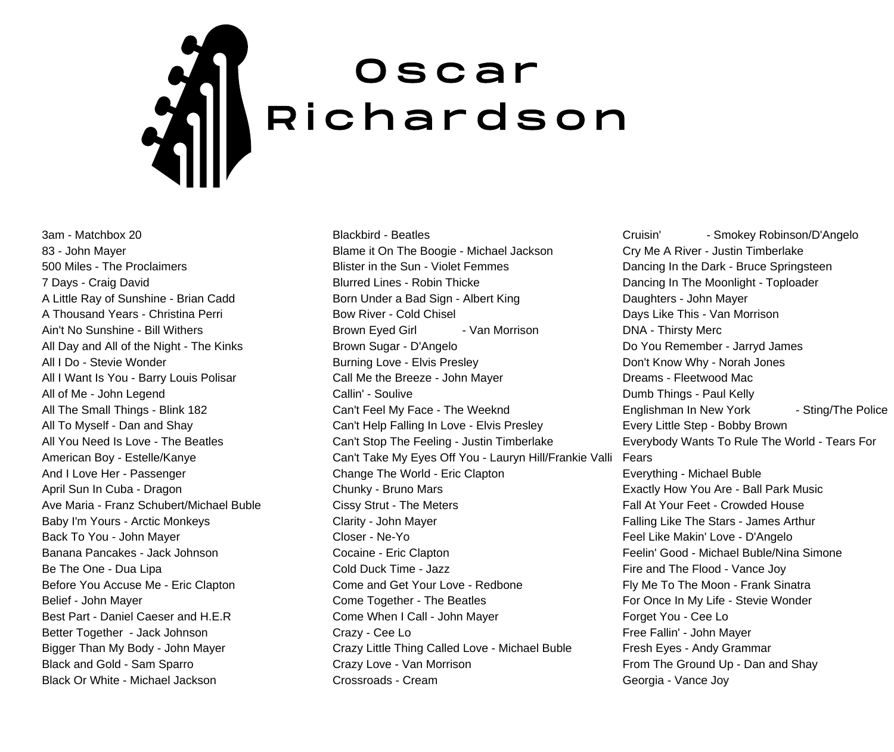# Oscar Richardson

3am - Matchbox 20
83 - John Mayer
500 Miles - The Proclaimers
7 Days - Craig David
A Little Ray of Sunshine - Brian Cadd
A Thousand Years - Christina Perri
Ain't No Sunshine - Bill Withers
All Day and All of the Night - The Kinks
All I Do - Stevie Wonder
All I Want Is You - Barry Louis Polisar
All of Me - John Legend
All The Small Things - Blink 182
All To Myself - Dan and Shay
All You Need Is Love - The Beatles
American Boy - Estelle/Kanye
And I Love Her - Passenger
April Sun In Cuba - Dragon
Ave Maria - Franz Schubert/Michael Buble
Baby I'm Yours - Arctic Monkeys
Back To You - John Mayer
Banana Pancakes - Jack Johnson
Be The One - Dua Lipa
Before You Accuse Me - Eric Clapton
Belief - John Mayer
Best Part - Daniel Caeser and H.E.R
Better Together - Jack Johnson
Bigger Than My Body - John Mayer
Black and Gold - Sam Sparro
Black Or White - Michael Jackson
Blackbird - Beatles
Blame it On The Boogie - Michael Jackson
Blister in the Sun - Violet Femmes
Blurred Lines - Robin Thicke
Born Under a Bad Sign - Albert King
Bow River - Cold Chisel
Brown Eyed Girl - Van Morrison
Brown Sugar - D'Angelo
Burning Love - Elvis Presley
Call Me the Breeze - John Mayer
Callin' - Soulive
Can't Feel My Face - The Weeknd
Can't Help Falling In Love - Elvis Presley
Can't Stop The Feeling - Justin Timberlake
Can't Take My Eyes Off You - Lauryn Hill/Frankie Valli
Change The World - Eric Clapton
Chunky - Bruno Mars
Cissy Strut - The Meters
Clarity - John Mayer
Closer - Ne-Yo
Cocaine - Eric Clapton
Cold Duck Time - Jazz
Come and Get Your Love - Redbone
Come Together - The Beatles
Come When I Call - John Mayer
Crazy - Cee Lo
Crazy Little Thing Called Love - Michael Buble
Crazy Love - Van Morrison
Crossroads - Cream
Cruisin' - Smokey Robinson/D'Angelo
Cry Me A River - Justin Timberlake
Dancing In the Dark - Bruce Springsteen
Dancing In The Moonlight - Toploader
Daughters - John Mayer
Days Like This - Van Morrison
DNA - Thirsty Merc
Do You Remember - Jarryd James
Don't Know Why - Norah Jones
Dreams - Fleetwood Mac
Dumb Things - Paul Kelly
Englishman In New York - Sting/The Police
Every Little Step - Bobby Brown
Everybody Wants To Rule The World - Tears For Fears
Everything - Michael Buble
Exactly How You Are - Ball Park Music
Fall At Your Feet - Crowded House
Falling Like The Stars - James Arthur
Feel Like Makin' Love - D'Angelo
Feelin' Good - Michael Buble/Nina Simone
Fire and The Flood - Vance Joy
Fly Me To The Moon - Frank Sinatra
For Once In My Life - Stevie Wonder
Forget You - Cee Lo
Free Fallin' - John Mayer
Fresh Eyes - Andy Grammar
From The Ground Up - Dan and Shay
Georgia - Vance Joy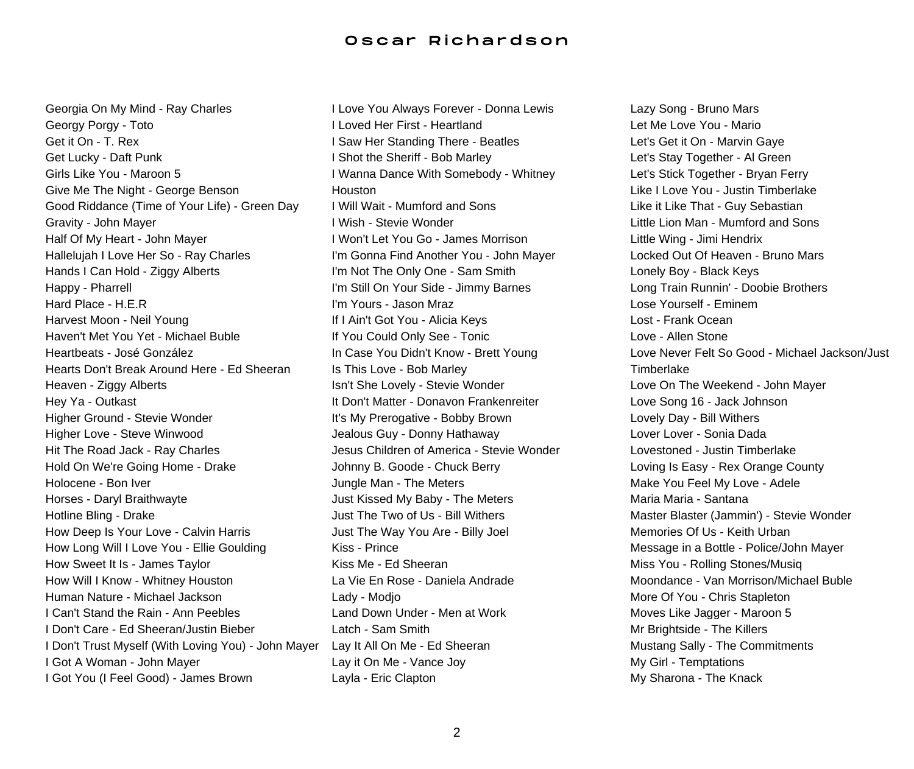Georgia On My Mind - Ray Charles
Georgy Porgy - Toto
Get it On - T. Rex
Get Lucky - Daft Punk
Girls Like You - Maroon 5
Give Me The Night - George Benson
Good Riddance (Time of Your Life) - Green Day
Gravity - John Mayer
Half Of My Heart - John Mayer
Hallelujah I Love Her So - Ray Charles
Hands I Can Hold - Ziggy Alberts
Happy - Pharrell
Hard Place - H.E.R
Harvest Moon - Neil Young
Haven't Met You Yet - Michael Buble
Heartbeats - José González
Hearts Don't Break Around Here - Ed Sheeran
Heaven - Ziggy Alberts
Hey Ya - Outkast
Higher Ground - Stevie Wonder
Higher Love - Steve Winwood
Hit The Road Jack - Ray Charles
Hold On We're Going Home - Drake
Holocene - Bon Iver
Horses - Daryl Braithwayte
Hotline Bling - Drake
How Deep Is Your Love - Calvin Harris
How Long Will I Love You - Ellie Goulding
How Sweet It Is - James Taylor
How Will I Know - Whitney Houston
Human Nature - Michael Jackson
I Can't Stand the Rain - Ann Peebles
I Don't Care - Ed Sheeran/Justin Bieber
I Don't Trust Myself (With Loving You) - John Mayer
I Got A Woman - John Mayer
I Got You (I Feel Good) - James Brown

I Love You Always Forever - Donna Lewis
I Loved Her First - Heartland
I Saw Her Standing There - Beatles
I Shot the Sheriff - Bob Marley
I Wanna Dance With Somebody - Whitney Houston
I Will Wait - Mumford and Sons
I Wish - Stevie Wonder
I Won't Let You Go - James Morrison
I'm Gonna Find Another You - John Mayer
I'm Not The Only One - Sam Smith
I'm Still On Your Side - Jimmy Barnes
I'm Yours - Jason Mraz
If I Ain't Got You - Alicia Keys
If You Could Only See - Tonic
In Case You Didn't Know - Brett Young
Is This Love - Bob Marley
Isn't She Lovely - Stevie Wonder
It Don't Matter - Donavon Frankenreiter
It's My Prerogative - Bobby Brown
Jealous Guy - Donny Hathaway
Jesus Children of America - Stevie Wonder
Johnny B. Goode - Chuck Berry
Jungle Man - The Meters
Just Kissed My Baby - The Meters
Just The Two of Us - Bill Withers
Just The Way You Are - Billy Joel
Kiss - Prince
Kiss Me - Ed Sheeran
La Vie En Rose - Daniela Andrade
Lady - Modjo
Land Down Under - Men at Work
Latch - Sam Smith
Lay It All On Me - Ed Sheeran
Lay it On Me - Vance Joy
Layla - Eric Clapton

Lazy Song - Bruno Mars
Let Me Love You - Mario
Let's Get it On - Marvin Gaye
Let's Stay Together - Al Green
Let's Stick Together - Bryan Ferry
Like I Love You - Justin Timberlake
Like it Like That - Guy Sebastian
Little Lion Man - Mumford and Sons
Little Wing - Jimi Hendrix
Locked Out Of Heaven - Bruno Mars
Lonely Boy - Black Keys
Long Train Runnin' - Doobie Brothers
Lose Yourself - Eminem
Lost - Frank Ocean
Love - Allen Stone
Love Never Felt So Good - Michael Jackson/Just Timberlake
Love On The Weekend - John Mayer
Love Song 16 - Jack Johnson
Lovely Day - Bill Withers
Lover Lover - Sonia Dada
Lovestoned - Justin Timberlake
Loving Is Easy - Rex Orange County
Make You Feel My Love - Adele
Maria Maria - Santana
Master Blaster (Jammin') - Stevie Wonder
Memories Of Us - Keith Urban
Message in a Bottle - Police/John Mayer
Miss You - Rolling Stones/Musiq
Moondance - Van Morrison/Michael Buble
More Of You - Chris Stapleton
Moves Like Jagger - Maroon 5
Mr Brightside - The Killers
Mustang Sally - The Commitments
My Girl - Temptations
My Sharona - The Knack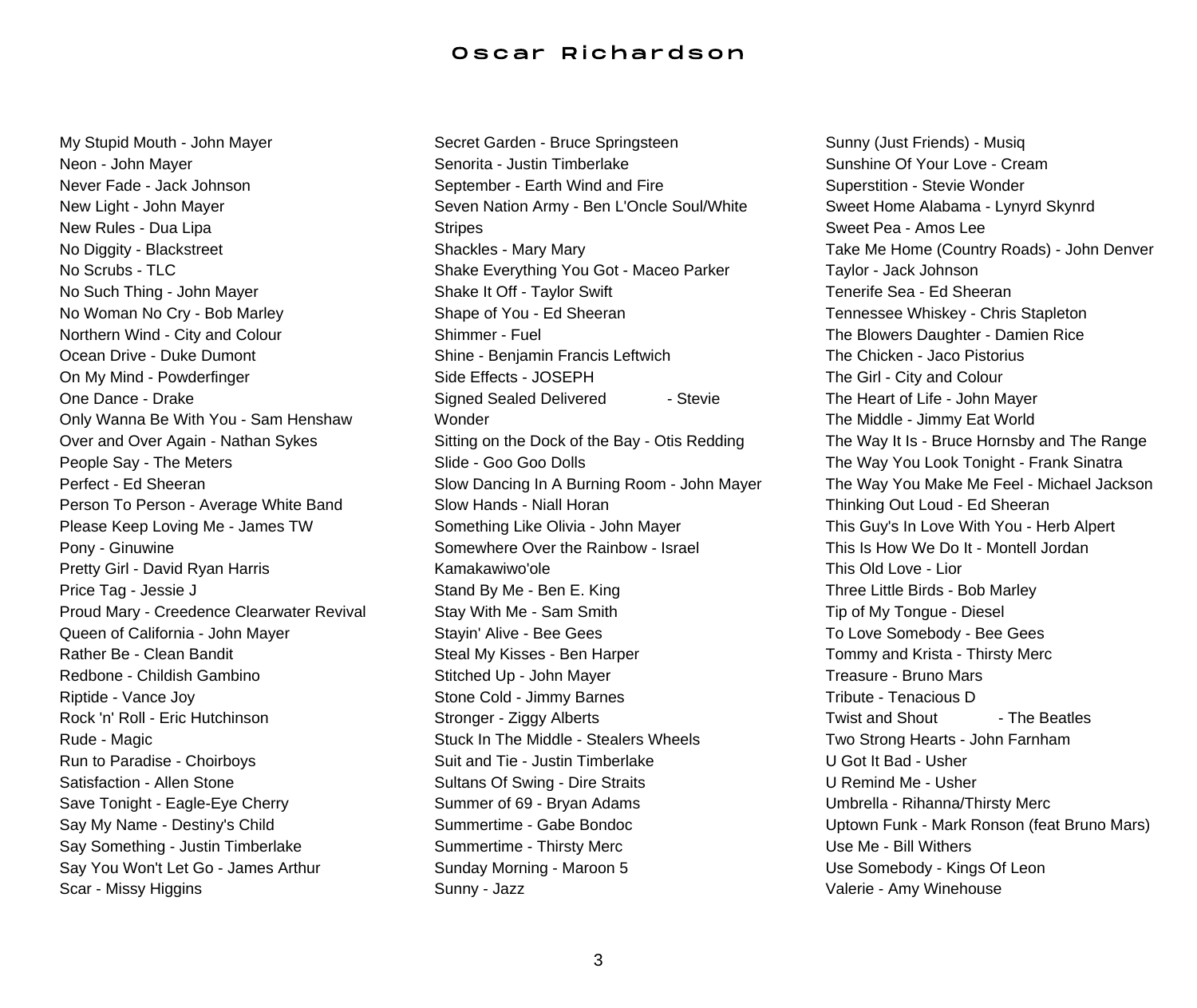# Oscar Richardson

My Stupid Mouth - John Mayer
Neon - John Mayer
Never Fade - Jack Johnson
New Light - John Mayer
New Rules - Dua Lipa
No Diggity - Blackstreet
No Scrubs - TLC
No Such Thing - John Mayer
No Woman No Cry - Bob Marley
Northern Wind - City and Colour
Ocean Drive - Duke Dumont
On My Mind - Powderfinger
One Dance - Drake
Only Wanna Be With You - Sam Henshaw
Over and Over Again - Nathan Sykes
People Say - The Meters
Perfect - Ed Sheeran
Person To Person - Average White Band
Please Keep Loving Me - James TW
Pony - Ginuwine
Pretty Girl - David Ryan Harris
Price Tag - Jessie J
Proud Mary - Creedence Clearwater Revival
Queen of California - John Mayer
Rather Be - Clean Bandit
Redbone - Childish Gambino
Riptide - Vance Joy
Rock 'n' Roll - Eric Hutchinson
Rude - Magic
Run to Paradise - Choirboys
Satisfaction - Allen Stone
Save Tonight - Eagle-Eye Cherry
Say My Name - Destiny's Child
Say Something - Justin Timberlake
Say You Won't Let Go - James Arthur
Scar - Missy Higgins

Secret Garden - Bruce Springsteen
Senorita - Justin Timberlake
September - Earth Wind and Fire
Seven Nation Army - Ben L'Oncle Soul/White Stripes
Shackles - Mary Mary
Shake Everything You Got - Maceo Parker
Shake It Off - Taylor Swift
Shape of You - Ed Sheeran
Shimmer - Fuel
Shine - Benjamin Francis Leftwich
Side Effects - JOSEPH
Signed Sealed Delivered - Stevie Wonder
Sitting on the Dock of the Bay - Otis Redding
Slide - Goo Goo Dolls
Slow Dancing In A Burning Room - John Mayer
Slow Hands - Niall Horan
Something Like Olivia - John Mayer
Somewhere Over the Rainbow - Israel Kamakawiwo'ole
Stand By Me - Ben E. King
Stay With Me - Sam Smith
Stayin' Alive - Bee Gees
Steal My Kisses - Ben Harper
Stitched Up - John Mayer
Stone Cold - Jimmy Barnes
Stronger - Ziggy Alberts
Stuck In The Middle - Stealers Wheels
Suit and Tie - Justin Timberlake
Sultans Of Swing - Dire Straits
Summer of 69 - Bryan Adams
Summertime - Gabe Bondoc
Summertime - Thirsty Merc
Sunday Morning - Maroon 5
Sunny - Jazz

Sunny (Just Friends) - Musiq
Sunshine Of Your Love - Cream
Superstition - Stevie Wonder
Sweet Home Alabama - Lynyrd Skynrd
Sweet Pea - Amos Lee
Take Me Home (Country Roads) - John Denver
Taylor - Jack Johnson
Tenerife Sea - Ed Sheeran
Tennessee Whiskey - Chris Stapleton
The Blowers Daughter - Damien Rice
The Chicken - Jaco Pistorius
The Girl - City and Colour
The Heart of Life - John Mayer
The Middle - Jimmy Eat World
The Way It Is - Bruce Hornsby and The Range
The Way You Look Tonight - Frank Sinatra
The Way You Make Me Feel - Michael Jackson
Thinking Out Loud - Ed Sheeran
This Guy's In Love With You - Herb Alpert
This Is How We Do It - Montell Jordan
This Old Love - Lior
Three Little Birds - Bob Marley
Tip of My Tongue - Diesel
To Love Somebody - Bee Gees
Tommy and Krista - Thirsty Merc
Treasure - Bruno Mars
Tribute - Tenacious D
Twist and Shout - The Beatles
Two Strong Hearts - John Farnham
U Got It Bad - Usher
U Remind Me - Usher
Umbrella - Rihanna/Thirsty Merc
Uptown Funk - Mark Ronson (feat Bruno Mars)
Use Me - Bill Withers
Use Somebody - Kings Of Leon
Valerie - Amy Winehouse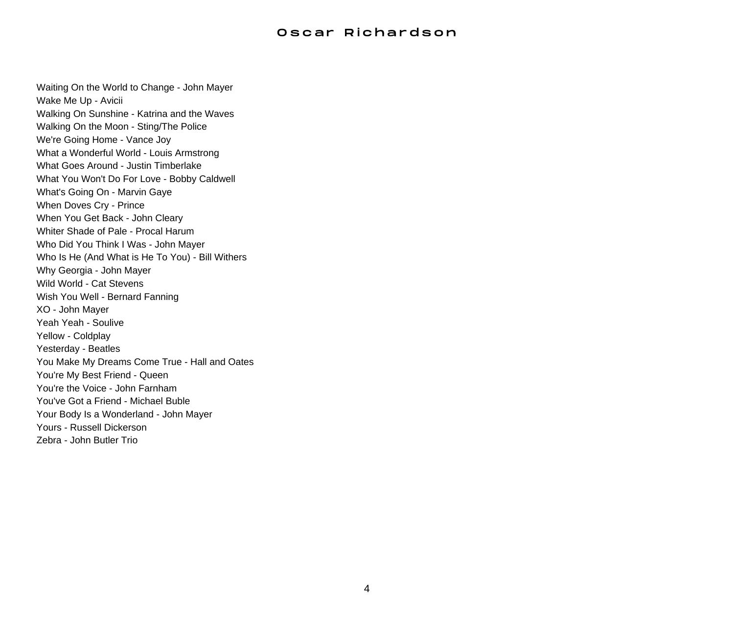Waiting On the World to Change - John Mayer
Wake Me Up - Avicii
Walking On Sunshine - Katrina and the Waves
Walking On the Moon - Sting/The Police
We're Going Home - Vance Joy
What a Wonderful World - Louis Armstrong
What Goes Around - Justin Timberlake
What You Won't Do For Love - Bobby Caldwell
What's Going On - Marvin Gaye
When Doves Cry - Prince
When You Get Back - John Cleary
Whiter Shade of Pale - Procal Harum
Who Did You Think I Was - John Mayer
Who Is He (And What is He To You) - Bill Withers
Why Georgia - John Mayer
Wild World - Cat Stevens
Wish You Well - Bernard Fanning
XO - John Mayer
Yeah Yeah - Soulive
Yellow - Coldplay
Yesterday - Beatles
You Make My Dreams Come True - Hall and Oates
You're My Best Friend - Queen
You're the Voice - John Farnham
You've Got a Friend - Michael Buble
Your Body Is a Wonderland - John Mayer
Yours - Russell Dickerson
Zebra - John Butler Trio